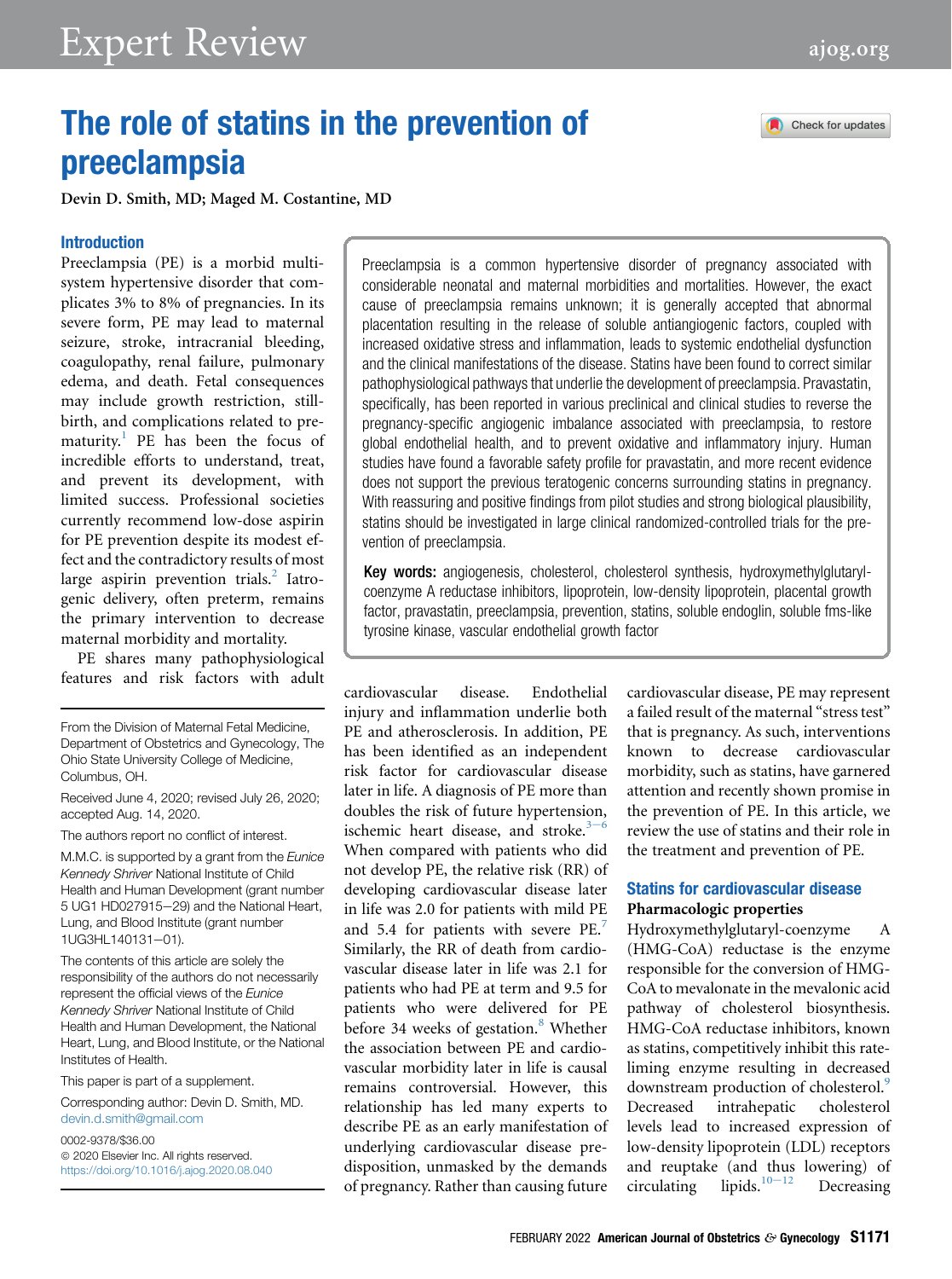# The role of statins in the prevention of preeclampsia

Devin D. Smith, MD; Maged M. Costantine, MD

Preeclampsia is a common hypertensive disorder of pregnancy associated with considerable neonatal and maternal morbidities and mortalities. However, the exact cause of preeclampsia remains unknown; it is generally accepted that abnormal placentation resulting in the release of soluble antiangiogenic factors, coupled with increased oxidative stress and inflammation, leads to systemic endothelial dysfunction and the clinical manifestations of the disease. Statins have been found to correct similar pathophysiological pathways that underlie the development of preeclampsia. Pravastatin, specifically, has been reported in various preclinical and clinical studies to reverse the pregnancy-specific angiogenic imbalance associated with preeclampsia, to restore global endothelial health, and to prevent oxidative and inflammatory injury. Human studies have found a favorable safety profile for pravastatin, and more recent evidence does not support the previous teratogenic concerns surrounding statins in pregnancy. With reassuring and positive findings from pilot studies and strong biological plausibility, statins should be investigated in large clinical randomized-controlled trials for the prevention of preeclampsia.

**Key words:** angiogenesis, cholesterol, cholesterol synthesis, hydroxymethylglutaryl-coenzyme A reductase inhibitors, lipoprotein, low-density lipoprotein, placental growth factor, pravastatin, preeclampsia, prevention, statins, soluble endoglin, soluble fms-like tyrosine kinase, vascular endothelial growth factor

## Introduction

Preeclampsia (PE) is a morbid multisystem hypertensive disorder that complicates 3% to 8% of pregnancies. In its severe form, PE may lead to maternal seizure, stroke, intracranial bleeding, coagulopathy, renal failure, pulmonary edema, and death. Fetal consequences may include growth restriction, stillbirth, and complications related to prematurity.[1] PE has been the focus of incredible efforts to understand, treat, and prevent its development, with limited success. Professional societies currently recommend low-dose aspirin for PE prevention despite its modest effect and the contradictory results of most large aspirin prevention trials.[2] Iatrogenic delivery, often preterm, remains the primary intervention to decrease maternal morbidity and mortality.

PE shares many pathophysiological features and risk factors with adult cardiovascular disease. Endothelial injury and inflammation underlie both PE and atherosclerosis. In addition, PE has been identified as an independent risk factor for cardiovascular disease later in life. A diagnosis of PE more than doubles the risk of future hypertension, ischemic heart disease, and stroke.[3–6] When compared with patients who did not develop PE, the relative risk (RR) of developing cardiovascular disease later in life was 2.0 for patients with mild PE and 5.4 for patients with severe PE.[7] Similarly, the RR of death from cardiovascular disease later in life was 2.1 for patients who had PE at term and 9.5 for patients who were delivered for PE before 34 weeks of gestation.[8] Whether the association between PE and cardiovascular morbidity later in life is causal remains controversial. However, this relationship has led many experts to describe PE as an early manifestation of underlying cardiovascular disease predisposition, unmasked by the demands of pregnancy. Rather than causing future cardiovascular disease, PE may represent a failed result of the maternal "stress test" that is pregnancy. As such, interventions known to decrease cardiovascular morbidity, such as statins, have garnered attention and recently shown promise in the prevention of PE. In this article, we review the use of statins and their role in the treatment and prevention of PE.

## Statins for cardiovascular disease

### Pharmacologic properties

Hydroxymethylglutaryl-coenzyme A (HMG-CoA) reductase is the enzyme responsible for the conversion of HMG-CoA to mevalonate in the mevalonic acid pathway of cholesterol biosynthesis. HMG-CoA reductase inhibitors, known as statins, competitively inhibit this rate-liming enzyme resulting in decreased downstream production of cholesterol.[9] Decreased intrahepatic cholesterol levels lead to increased expression of low-density lipoprotein (LDL) receptors and reuptake (and thus lowering) of circulating lipids.[10–12] Decreasing

---

From the Division of Maternal Fetal Medicine, Department of Obstetrics and Gynecology, The Ohio State University College of Medicine, Columbus, OH.

Received June 4, 2020; revised July 26, 2020; accepted Aug. 14, 2020.

The authors report no conflict of interest.

M.M.C. is supported by a grant from the *Eunice Kennedy Shriver* National Institute of Child Health and Human Development (grant number 5 UG1 HD027915—29) and the National Heart, Lung, and Blood Institute (grant number 1UG3HL140131—01).

The contents of this article are solely the responsibility of the authors do not necessarily represent the official views of the *Eunice Kennedy Shriver* National Institute of Child Health and Human Development, the National Heart, Lung, and Blood Institute, or the National Institutes of Health.

This paper is part of a supplement.

Corresponding author: Devin D. Smith, MD. devin.d.smith@gmail.com

0002-9378/$36.00
© 2020 Elsevier Inc. All rights reserved.
https://doi.org/10.1016/j.ajog.2020.08.040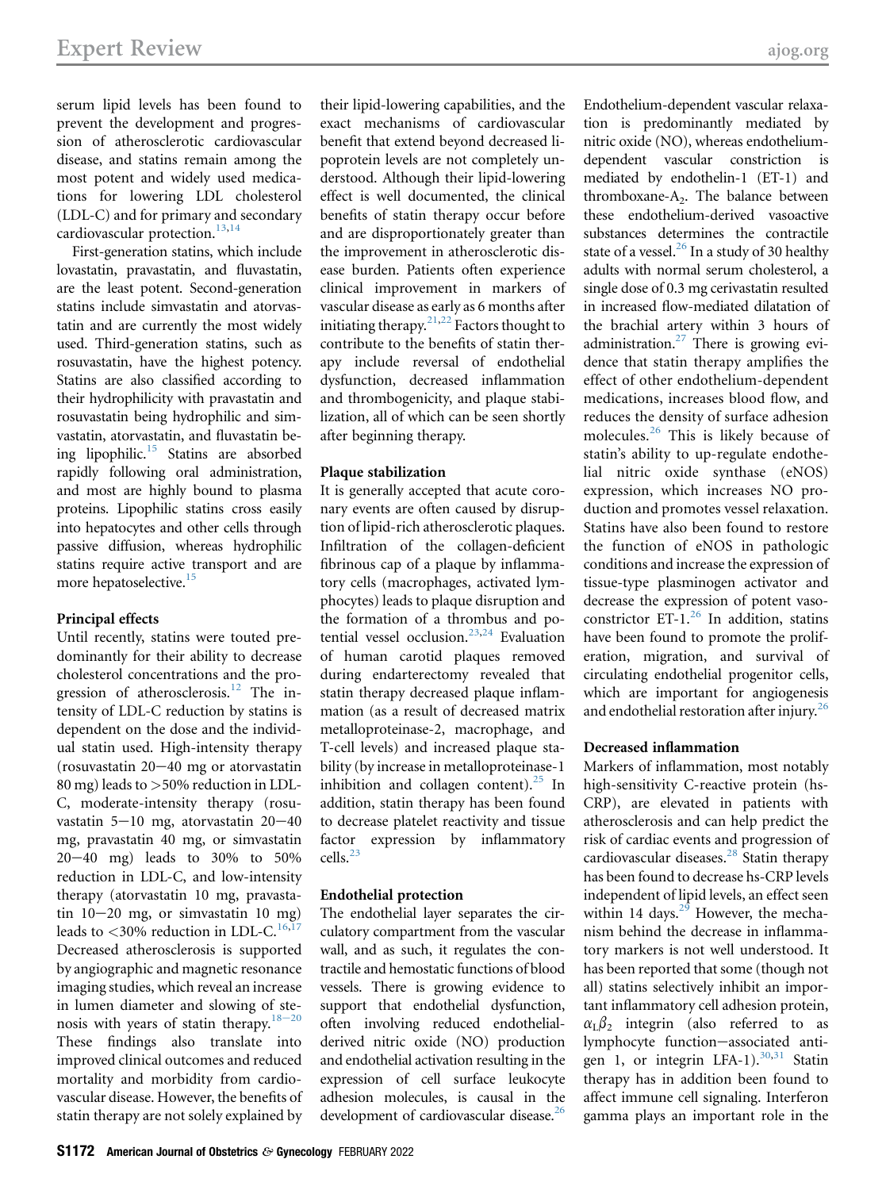serum lipid levels has been found to prevent the development and progression of atherosclerotic cardiovascular disease, and statins remain among the most potent and widely used medications for lowering LDL cholesterol (LDL-C) and for primary and secondary cardiovascular protection.[13,14]

First-generation statins, which include lovastatin, pravastatin, and fluvastatin, are the least potent. Second-generation statins include simvastatin and atorvastatin and are currently the most widely used. Third-generation statins, such as rosuvastatin, have the highest potency. Statins are also classified according to their hydrophilicity with pravastatin and rosuvastatin being hydrophilic and simvastatin, atorvastatin, and fluvastatin being lipophilic.[15] Statins are absorbed rapidly following oral administration, and most are highly bound to plasma proteins. Lipophilic statins cross easily into hepatocytes and other cells through passive diffusion, whereas hydrophilic statins require active transport and are more hepatoselective.[15]

#### Principal effects

Until recently, statins were touted predominantly for their ability to decrease cholesterol concentrations and the progression of atherosclerosis.[12] The intensity of LDL-C reduction by statins is dependent on the dose and the individual statin used. High-intensity therapy (rosuvastatin 20−40 mg or atorvastatin 80 mg) leads to >50% reduction in LDL-C, moderate-intensity therapy (rosuvastatin 5−10 mg, atorvastatin 20−40 mg, pravastatin 40 mg, or simvastatin 20−40 mg) leads to 30% to 50% reduction in LDL-C, and low-intensity therapy (atorvastatin 10 mg, pravastatin 10−20 mg, or simvastatin 10 mg) leads to <30% reduction in LDL-C.[16,17] Decreased atherosclerosis is supported by angiographic and magnetic resonance imaging studies, which reveal an increase in lumen diameter and slowing of stenosis with years of statin therapy.[18−20] These findings also translate into improved clinical outcomes and reduced mortality and morbidity from cardiovascular disease. However, the benefits of statin therapy are not solely explained by their lipid-lowering capabilities, and the exact mechanisms of cardiovascular benefit that extend beyond decreased lipoprotein levels are not completely understood. Although their lipid-lowering effect is well documented, the clinical benefits of statin therapy occur before and are disproportionately greater than the improvement in atherosclerotic disease burden. Patients often experience clinical improvement in markers of vascular disease as early as 6 months after initiating therapy.[21,22] Factors thought to contribute to the benefits of statin therapy include reversal of endothelial dysfunction, decreased inflammation and thrombogenicity, and plaque stabilization, all of which can be seen shortly after beginning therapy.

#### Plaque stabilization

It is generally accepted that acute coronary events are often caused by disruption of lipid-rich atherosclerotic plaques. Infiltration of the collagen-deficient fibrinous cap of a plaque by inflammatory cells (macrophages, activated lymphocytes) leads to plaque disruption and the formation of a thrombus and potential vessel occlusion.[23,24] Evaluation of human carotid plaques removed during endarterectomy revealed that statin therapy decreased plaque inflammation (as a result of decreased matrix metalloproteinase-2, macrophage, and T-cell levels) and increased plaque stability (by increase in metalloproteinase-1 inhibition and collagen content).[25] In addition, statin therapy has been found to decrease platelet reactivity and tissue factor expression by inflammatory cells.[23]

#### Endothelial protection

The endothelial layer separates the circulatory compartment from the vascular wall, and as such, it regulates the contractile and hemostatic functions of blood vessels. There is growing evidence to support that endothelial dysfunction, often involving reduced endothelial-derived nitric oxide (NO) production and endothelial activation resulting in the expression of cell surface leukocyte adhesion molecules, is causal in the development of cardiovascular disease.[26] Endothelium-dependent vascular relaxation is predominantly mediated by nitric oxide (NO), whereas endothelium-dependent vascular constriction is mediated by endothelin-1 (ET-1) and thromboxane-$A_2$. The balance between these endothelium-derived vasoactive substances determines the contractile state of a vessel.[26] In a study of 30 healthy adults with normal serum cholesterol, a single dose of 0.3 mg cerivastatin resulted in increased flow-mediated dilatation of the brachial artery within 3 hours of administration.[27] There is growing evidence that statin therapy amplifies the effect of other endothelium-dependent medications, increases blood flow, and reduces the density of surface adhesion molecules.[26] This is likely because of statin's ability to up-regulate endothelial nitric oxide synthase (eNOS) expression, which increases NO production and promotes vessel relaxation. Statins have also been found to restore the function of eNOS in pathologic conditions and increase the expression of tissue-type plasminogen activator and decrease the expression of potent vasoconstrictor ET-1.[26] In addition, statins have been found to promote the proliferation, migration, and survival of circulating endothelial progenitor cells, which are important for angiogenesis and endothelial restoration after injury.[26]

#### Decreased inflammation

Markers of inflammation, most notably high-sensitivity C-reactive protein (hs-CRP), are elevated in patients with atherosclerosis and can help predict the risk of cardiac events and progression of cardiovascular diseases.[28] Statin therapy has been found to decrease hs-CRP levels independent of lipid levels, an effect seen within 14 days.[29] However, the mechanism behind the decrease in inflammatory markers is not well understood. It has been reported that some (though not all) statins selectively inhibit an important inflammatory cell adhesion protein, $\alpha_L\beta_2$ integrin (also referred to as lymphocyte function−associated antigen 1, or integrin LFA-1).[30,31] Statin therapy has in addition been found to affect immune cell signaling. Interferon gamma plays an important role in the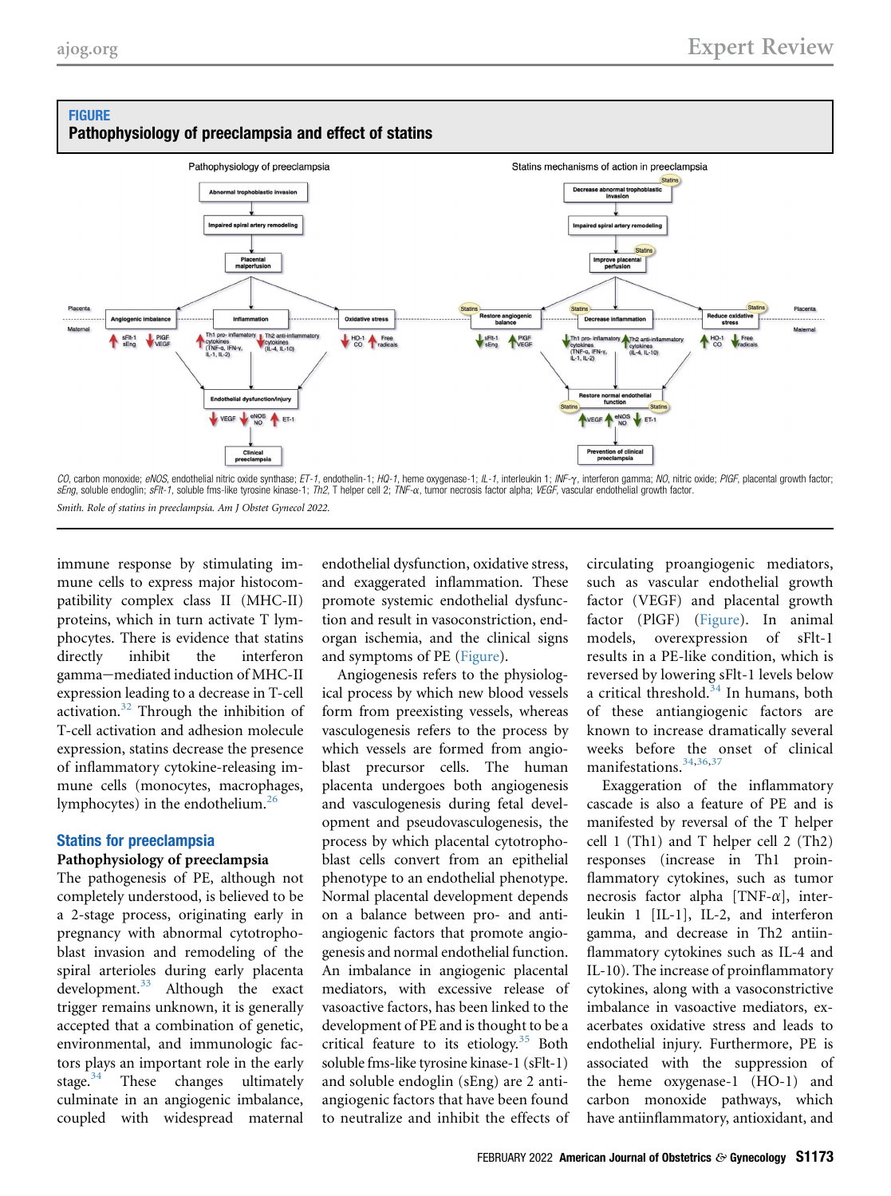**FIGURE**

**Pathophysiology of preeclampsia and effect of statins**

*CO*, carbon monoxide; *eNOS*, endothelial nitric oxide synthase; *ET-1*, endothelin-1; *HO-1*, heme oxygenase-1; *IL-1*, interleukin 1; *INF-γ*, interferon gamma; *NO*, nitric oxide; *PlGF*, placental growth factor; *sEng*, soluble endoglin; *sFlt-1*, soluble fms-like tyrosine kinase-1; *Th2*, T helper cell 2; *TNF-α*, tumor necrosis factor alpha; *VEGF*, vascular endothelial growth factor.

*Smith. Role of statins in preeclampsia. Am J Obstet Gynecol 2022.*

immune response by stimulating immune cells to express major histocompatibility complex class II (MHC-II) proteins, which in turn activate T lymphocytes. There is evidence that statins directly inhibit the interferon gamma−mediated induction of MHC-II expression leading to a decrease in T-cell activation.[32] Through the inhibition of T-cell activation and adhesion molecule expression, statins decrease the presence of inflammatory cytokine-releasing immune cells (monocytes, macrophages, lymphocytes) in the endothelium.[26]

## Statins for preeclampsia

### Pathophysiology of preeclampsia

The pathogenesis of PE, although not completely understood, is believed to be a 2-stage process, originating early in pregnancy with abnormal cytotrophoblast invasion and remodeling of the spiral arterioles during early placenta development.[33] Although the exact trigger remains unknown, it is generally accepted that a combination of genetic, environmental, and immunologic factors plays an important role in the early stage.[34] These changes ultimately culminate in an angiogenic imbalance, coupled with widespread maternal endothelial dysfunction, oxidative stress, and exaggerated inflammation. These promote systemic endothelial dysfunction and result in vasoconstriction, end-organ ischemia, and the clinical signs and symptoms of PE (Figure).

Angiogenesis refers to the physiological process by which new blood vessels form from preexisting vessels, whereas vasculogenesis refers to the process by which vessels are formed from angioblast precursor cells. The human placenta undergoes both angiogenesis and vasculogenesis during fetal development and pseudovasculogenesis, the process by which placental cytotrophoblast cells convert from an epithelial phenotype to an endothelial phenotype. Normal placental development depends on a balance between pro- and antiangiogenic factors that promote angiogenesis and normal endothelial function. An imbalance in angiogenic placental mediators, with excessive release of vasoactive factors, has been linked to the development of PE and is thought to be a critical feature to its etiology.[35] Both soluble fms-like tyrosine kinase-1 (sFlt-1) and soluble endoglin (sEng) are 2 antiangiogenic factors that have been found to neutralize and inhibit the effects of circulating proangiogenic mediators, such as vascular endothelial growth factor (VEGF) and placental growth factor (PlGF) (Figure). In animal models, overexpression of sFlt-1 results in a PE-like condition, which is reversed by lowering sFlt-1 levels below a critical threshold.[34] In humans, both of these antiangiogenic factors are known to increase dramatically several weeks before the onset of clinical manifestations.[34,36,37]

Exaggeration of the inflammatory cascade is also a feature of PE and is manifested by reversal of the T helper cell 1 (Th1) and T helper cell 2 (Th2) responses (increase in Th1 proinflammatory cytokines, such as tumor necrosis factor alpha [TNF-α], interleukin 1 [IL-1], IL-2, and interferon gamma, and decrease in Th2 antiinflammatory cytokines such as IL-4 and IL-10). The increase of proinflammatory cytokines, along with a vasoconstrictive imbalance in vasoactive mediators, exacerbates oxidative stress and leads to endothelial injury. Furthermore, PE is associated with the suppression of the heme oxygenase-1 (HO-1) and carbon monoxide pathways, which have antiinflammatory, antioxidant, and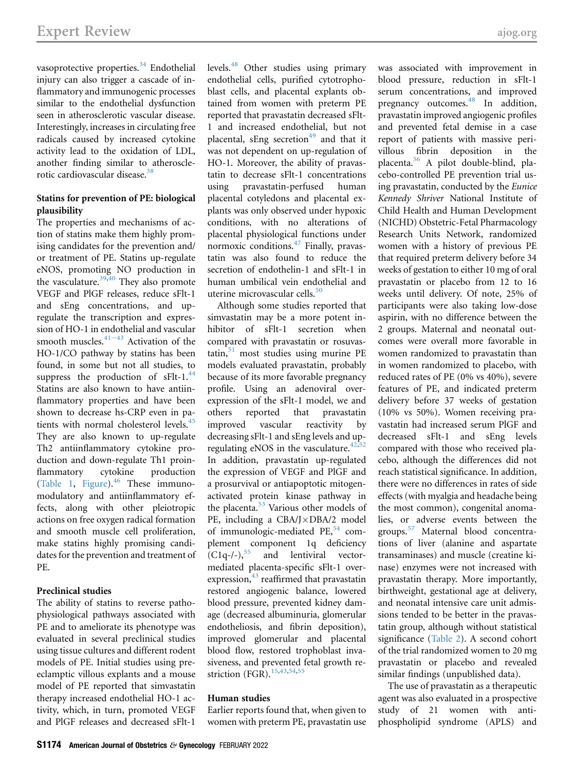vasoprotective properties.[34] Endothelial injury can also trigger a cascade of inflammatory and immunogenic processes similar to the endothelial dysfunction seen in atherosclerotic vascular disease. Interestingly, increases in circulating free radicals caused by increased cytokine activity lead to the oxidation of LDL, another finding similar to atherosclerotic cardiovascular disease.[38]

### Statins for prevention of PE: biological plausibility

The properties and mechanisms of action of statins make them highly promising candidates for the prevention and/or treatment of PE. Statins up-regulate eNOS, promoting NO production in the vasculature.[39,40] They also promote VEGF and PlGF releases, reduce sFlt-1 and sEng concentrations, and up-regulate the transcription and expression of HO-1 in endothelial and vascular smooth muscles.[41–43] Activation of the HO-1/CO pathway by statins has been found, in some but not all studies, to suppress the production of sFlt-1.[44] Statins are also known to have antiinflammatory properties and have been shown to decrease hs-CRP even in patients with normal cholesterol levels.[45] They are also known to up-regulate Th2 antiinflammatory cytokine production and down-regulate Th1 proinflammatory cytokine production (Table 1, Figure).[46] These immunomodulatory and antiinflammatory effects, along with other pleiotropic actions on free oxygen radical formation and smooth muscle cell proliferation, make statins highly promising candidates for the prevention and treatment of PE.

### Preclinical studies

The ability of statins to reverse pathophysiological pathways associated with PE and to ameliorate its phenotype was evaluated in several preclinical studies using tissue cultures and different rodent models of PE. Initial studies using preeclamptic villous explants and a mouse model of PE reported that simvastatin therapy increased endothelial HO-1 activity, which, in turn, promoted VEGF and PlGF releases and decreased sFlt-1 levels.[48] Other studies using primary endothelial cells, purified cytotrophoblast cells, and placental explants obtained from women with preterm PE reported that pravastatin decreased sFlt-1 and increased endothelial, but not placental, sEng secretion[49] and that it was not dependent on up-regulation of HO-1. Moreover, the ability of pravastatin to decrease sFlt-1 concentrations using pravastatin-perfused human placental cotyledons and placental explants was only observed under hypoxic conditions, with no alterations of placental physiological functions under normoxic conditions.[47] Finally, pravastatin was also found to reduce the secretion of endothelin-1 and sFlt-1 in human umbilical vein endothelial and uterine microvascular cells.[50]

Although some studies reported that simvastatin may be a more potent inhibitor of sFlt-1 secretion when compared with pravastatin or rosuvastatin,[51] most studies using murine PE models evaluated pravastatin, probably because of its more favorable pregnancy profile. Using an adenoviral overexpression of the sFlt-1 model, we and others reported that pravastatin improved vascular reactivity by decreasing sFlt-1 and sEng levels and up-regulating eNOS in the vasculature.[42,52] In addition, pravastatin up-regulated the expression of VEGF and PlGF and a prosurvival or antiapoptotic mitogen-activated protein kinase pathway in the placenta.[53] Various other models of PE, including a CBA/J×DBA/2 model of immunologic-mediated PE,[54] complement component 1q deficiency (C1q-/-),[55] and lentiviral vector-mediated placenta-specific sFlt-1 overexpression,[43] reaffirmed that pravastatin restored angiogenic balance, lowered blood pressure, prevented kidney damage (decreased albuminuria, glomerular endotheliosis, and fibrin deposition), improved glomerular and placental blood flow, restored trophoblast invasiveness, and prevented fetal growth restriction (FGR).[15,43,54,55]

### Human studies

Earlier reports found that, when given to women with preterm PE, pravastatin use was associated with improvement in blood pressure, reduction in sFlt-1 serum concentrations, and improved pregnancy outcomes.[48] In addition, pravastatin improved angiogenic profiles and prevented fetal demise in a case report of patients with massive perivillous fibrin deposition in the placenta.[56] A pilot double-blind, placebo-controlled PE prevention trial using pravastatin, conducted by the *Eunice Kennedy Shriver* National Institute of Child Health and Human Development (NICHD) Obstetric-Fetal Pharmacology Research Units Network, randomized women with a history of previous PE that required preterm delivery before 34 weeks of gestation to either 10 mg of oral pravastatin or placebo from 12 to 16 weeks until delivery. Of note, 25% of participants were also taking low-dose aspirin, with no difference between the 2 groups. Maternal and neonatal outcomes were overall more favorable in women randomized to pravastatin than in women randomized to placebo, with reduced rates of PE (0% vs 40%), severe features of PE, and indicated preterm delivery before 37 weeks of gestation (10% vs 50%). Women receiving pravastatin had increased serum PlGF and decreased sFlt-1 and sEng levels compared with those who received placebo, although the differences did not reach statistical significance. In addition, there were no differences in rates of side effects (with myalgia and headache being the most common), congenital anomalies, or adverse events between the groups.[57] Maternal blood concentrations of liver (alanine and aspartate transaminases) and muscle (creatine kinase) enzymes were not increased with pravastatin therapy. More importantly, birthweight, gestational age at delivery, and neonatal intensive care unit admissions tended to be better in the pravastatin group, although without statistical significance (Table 2). A second cohort of the trial randomized women to 20 mg pravastatin or placebo and revealed similar findings (unpublished data).

The use of pravastatin as a therapeutic agent was also evaluated in a prospective study of 21 women with antiphospholipid syndrome (APLS) and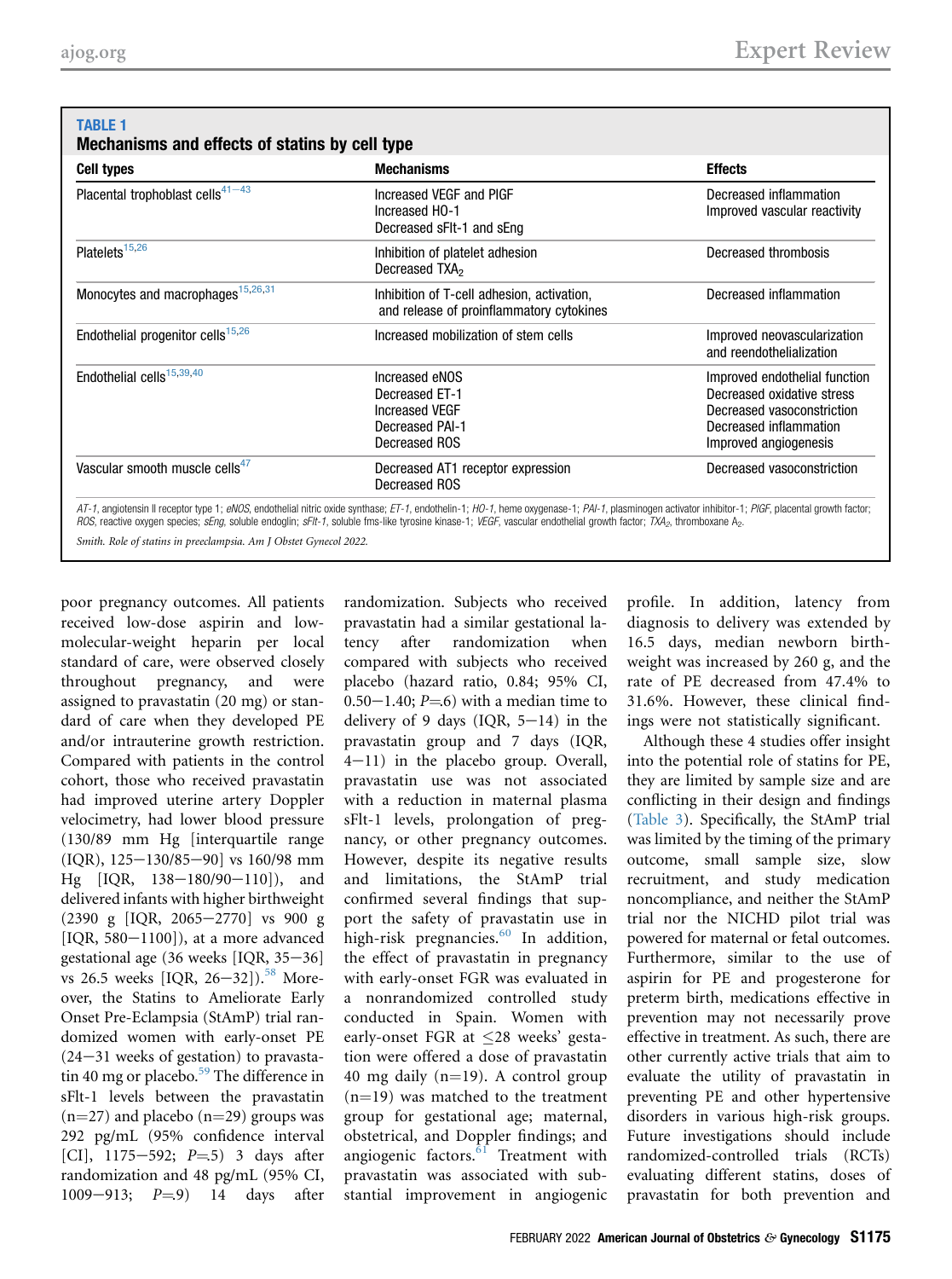**TABLE 1**
**Mechanisms and effects of statins by cell type**

| Cell types | Mechanisms | Effects |
| --- | --- | --- |
| Placental trophoblast cells[41–43] | Increased VEGF and PlGF<br>Increased HO-1<br>Decreased sFlt-1 and sEng | Decreased inflammation<br>Improved vascular reactivity |
| Platelets[15,26] | Inhibition of platelet adhesion<br>Decreased $TXA_2$ | Decreased thrombosis |
| Monocytes and macrophages[15,26,31] | Inhibition of T-cell adhesion, activation, and release of proinflammatory cytokines | Decreased inflammation |
| Endothelial progenitor cells[15,26] | Increased mobilization of stem cells | Improved neovascularization and reendothelialization |
| Endothelial cells[15,39,40] | Increased eNOS<br>Decreased ET-1<br>Increased VEGF<br>Decreased PAI-1<br>Decreased ROS | Improved endothelial function<br>Decreased oxidative stress<br>Decreased vasoconstriction<br>Decreased inflammation<br>Improved angiogenesis |
| Vascular smooth muscle cells[47] | Decreased AT1 receptor expression<br>Decreased ROS | Decreased vasoconstriction |

*AT-1*, angiotensin II receptor type 1; *eNOS*, endothelial nitric oxide synthase; *ET-1*, endothelin-1; *HO-1*, heme oxygenase-1; *PAI-1*, plasminogen activator inhibitor-1; *PlGF*, placental growth factor; *ROS*, reactive oxygen species; *sEng*, soluble endoglin; *sFlt-1*, soluble fms-like tyrosine kinase-1; *VEGF*, vascular endothelial growth factor; $TXA_2$, thromboxane $A_2$.

*Smith. Role of statins in preeclampsia. Am J Obstet Gynecol 2022.*

poor pregnancy outcomes. All patients received low-dose aspirin and low-molecular-weight heparin per local standard of care, were observed closely throughout pregnancy, and were assigned to pravastatin (20 mg) or standard of care when they developed PE and/or intrauterine growth restriction. Compared with patients in the control cohort, those who received pravastatin had improved uterine artery Doppler velocimetry, had lower blood pressure (130/89 mm Hg [interquartile range (IQR), 125−130/85−90] vs 160/98 mm Hg [IQR, 138−180/90−110]), and delivered infants with higher birthweight (2390 g [IQR, 2065−2770] vs 900 g [IQR, 580−1100]), at a more advanced gestational age (36 weeks [IQR, 35−36] vs 26.5 weeks [IQR, 26−32]).[58] Moreover, the Statins to Ameliorate Early Onset Pre-Eclampsia (StAmP) trial randomized women with early-onset PE (24−31 weeks of gestation) to pravastatin 40 mg or placebo.[59] The difference in sFlt-1 levels between the pravastatin (n=27) and placebo (n=29) groups was 292 pg/mL (95% confidence interval [CI], 1175−592; P=.5) 3 days after randomization and 48 pg/mL (95% CI, 1009−913; P=.9) 14 days after randomization. Subjects who received pravastatin had a similar gestational latency after randomization when compared with subjects who received placebo (hazard ratio, 0.84; 95% CI, 0.50−1.40; P=.6) with a median time to delivery of 9 days (IQR, 5−14) in the pravastatin group and 7 days (IQR, 4−11) in the placebo group. Overall, pravastatin use was not associated with a reduction in maternal plasma sFlt-1 levels, prolongation of pregnancy, or other pregnancy outcomes. However, despite its negative results and limitations, the StAmP trial confirmed several findings that support the safety of pravastatin use in high-risk pregnancies.[60] In addition, the effect of pravastatin in pregnancy with early-onset FGR was evaluated in a nonrandomized controlled study conducted in Spain. Women with early-onset FGR at ≤28 weeks' gestation were offered a dose of pravastatin 40 mg daily (n=19). A control group (n=19) was matched to the treatment group for gestational age; maternal, obstetrical, and Doppler findings; and angiogenic factors.[61] Treatment with pravastatin was associated with substantial improvement in angiogenic profile. In addition, latency from diagnosis to delivery was extended by 16.5 days, median newborn birthweight was increased by 260 g, and the rate of PE decreased from 47.4% to 31.6%. However, these clinical findings were not statistically significant.

Although these 4 studies offer insight into the potential role of statins for PE, they are limited by sample size and are conflicting in their design and findings (Table 3). Specifically, the StAmP trial was limited by the timing of the primary outcome, small sample size, slow recruitment, and study medication noncompliance, and neither the StAmP trial nor the NICHD pilot trial was powered for maternal or fetal outcomes. Furthermore, similar to the use of aspirin for PE and progesterone for preterm birth, medications effective in prevention may not necessarily prove effective in treatment. As such, there are other currently active trials that aim to evaluate the utility of pravastatin in preventing PE and other hypertensive disorders in various high-risk groups. Future investigations should include randomized-controlled trials (RCTs) evaluating different statins, doses of pravastatin for both prevention and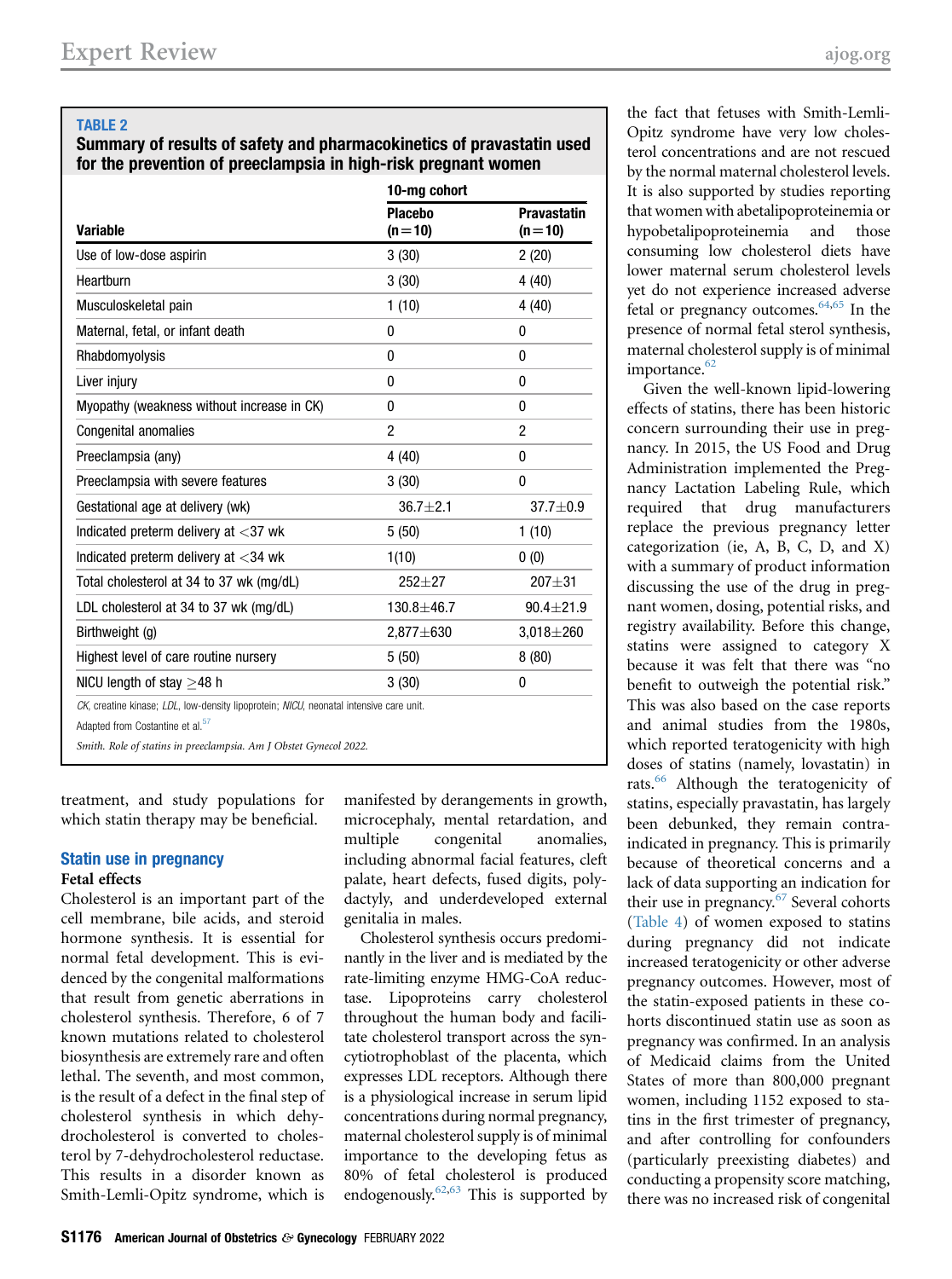**TABLE 2**

**Summary of results of safety and pharmacokinetics of pravastatin used for the prevention of preeclampsia in high-risk pregnant women**

| Variable | 10-mg cohort | |
|---|---|---|
| | Placebo (n=10) | Pravastatin (n=10) |
| Use of low-dose aspirin | 3 (30) | 2 (20) |
| Heartburn | 3 (30) | 4 (40) |
| Musculoskeletal pain | 1 (10) | 4 (40) |
| Maternal, fetal, or infant death | 0 | 0 |
| Rhabdomyolysis | 0 | 0 |
| Liver injury | 0 | 0 |
| Myopathy (weakness without increase in CK) | 0 | 0 |
| Congenital anomalies | 2 | 2 |
| Preeclampsia (any) | 4 (40) | 0 |
| Preeclampsia with severe features | 3 (30) | 0 |
| Gestational age at delivery (wk) | 36.7±2.1 | 37.7±0.9 |
| Indicated preterm delivery at <37 wk | 5 (50) | 1 (10) |
| Indicated preterm delivery at <34 wk | 1(10) | 0 (0) |
| Total cholesterol at 34 to 37 wk (mg/dL) | 252±27 | 207±31 |
| LDL cholesterol at 34 to 37 wk (mg/dL) | 130.8±46.7 | 90.4±21.9 |
| Birthweight (g) | 2,877±630 | 3,018±260 |
| Highest level of care routine nursery | 5 (50) | 8 (80) |
| NICU length of stay ≥48 h | 3 (30) | 0 |

*CK*, creatine kinase; *LDL*, low-density lipoprotein; *NICU*, neonatal intensive care unit.

Adapted from Costantine et al.[57]

*Smith. Role of statins in preeclampsia. Am J Obstet Gynecol 2022.*

treatment, and study populations for which statin therapy may be beneficial.

## Statin use in pregnancy

### Fetal effects

Cholesterol is an important part of the cell membrane, bile acids, and steroid hormone synthesis. It is essential for normal fetal development. This is evidenced by the congenital malformations that result from genetic aberrations in cholesterol synthesis. Therefore, 6 of 7 known mutations related to cholesterol biosynthesis are extremely rare and often lethal. The seventh, and most common, is the result of a defect in the final step of cholesterol synthesis in which dehydrocholesterol is converted to cholesterol by 7-dehydrocholesterol reductase. This results in a disorder known as Smith-Lemli-Opitz syndrome, which is manifested by derangements in growth, microcephaly, mental retardation, and multiple congenital anomalies, including abnormal facial features, cleft palate, heart defects, fused digits, polydactyly, and underdeveloped external genitalia in males.

Cholesterol synthesis occurs predominantly in the liver and is mediated by the rate-limiting enzyme HMG-CoA reductase. Lipoproteins carry cholesterol throughout the human body and facilitate cholesterol transport across the syncytiotrophoblast of the placenta, which expresses LDL receptors. Although there is a physiological increase in serum lipid concentrations during normal pregnancy, maternal cholesterol supply is of minimal importance to the developing fetus as 80% of fetal cholesterol is produced endogenously.[62,63] This is supported by the fact that fetuses with Smith-Lemli-Opitz syndrome have very low cholesterol concentrations and are not rescued by the normal maternal cholesterol levels. It is also supported by studies reporting that women with abetalipoproteinemia or hypobetalipoproteinemia and those consuming low cholesterol diets have lower maternal serum cholesterol levels yet do not experience increased adverse fetal or pregnancy outcomes.[64,65] In the presence of normal fetal sterol synthesis, maternal cholesterol supply is of minimal importance.[62]

Given the well-known lipid-lowering effects of statins, there has been historic concern surrounding their use in pregnancy. In 2015, the US Food and Drug Administration implemented the Pregnancy Lactation Labeling Rule, which required that drug manufacturers replace the previous pregnancy letter categorization (ie, A, B, C, D, and X) with a summary of product information discussing the use of the drug in pregnant women, dosing, potential risks, and registry availability. Before this change, statins were assigned to category X because it was felt that there was "no benefit to outweigh the potential risk." This was also based on the case reports and animal studies from the 1980s, which reported teratogenicity with high doses of statins (namely, lovastatin) in rats.[66] Although the teratogenicity of statins, especially pravastatin, has largely been debunked, they remain contraindicated in pregnancy. This is primarily because of theoretical concerns and a lack of data supporting an indication for their use in pregnancy.[67] Several cohorts (Table 4) of women exposed to statins during pregnancy did not indicate increased teratogenicity or other adverse pregnancy outcomes. However, most of the statin-exposed patients in these cohorts discontinued statin use as soon as pregnancy was confirmed. In an analysis of Medicaid claims from the United States of more than 800,000 pregnant women, including 1152 exposed to statins in the first trimester of pregnancy, and after controlling for confounders (particularly preexisting diabetes) and conducting a propensity score matching, there was no increased risk of congenital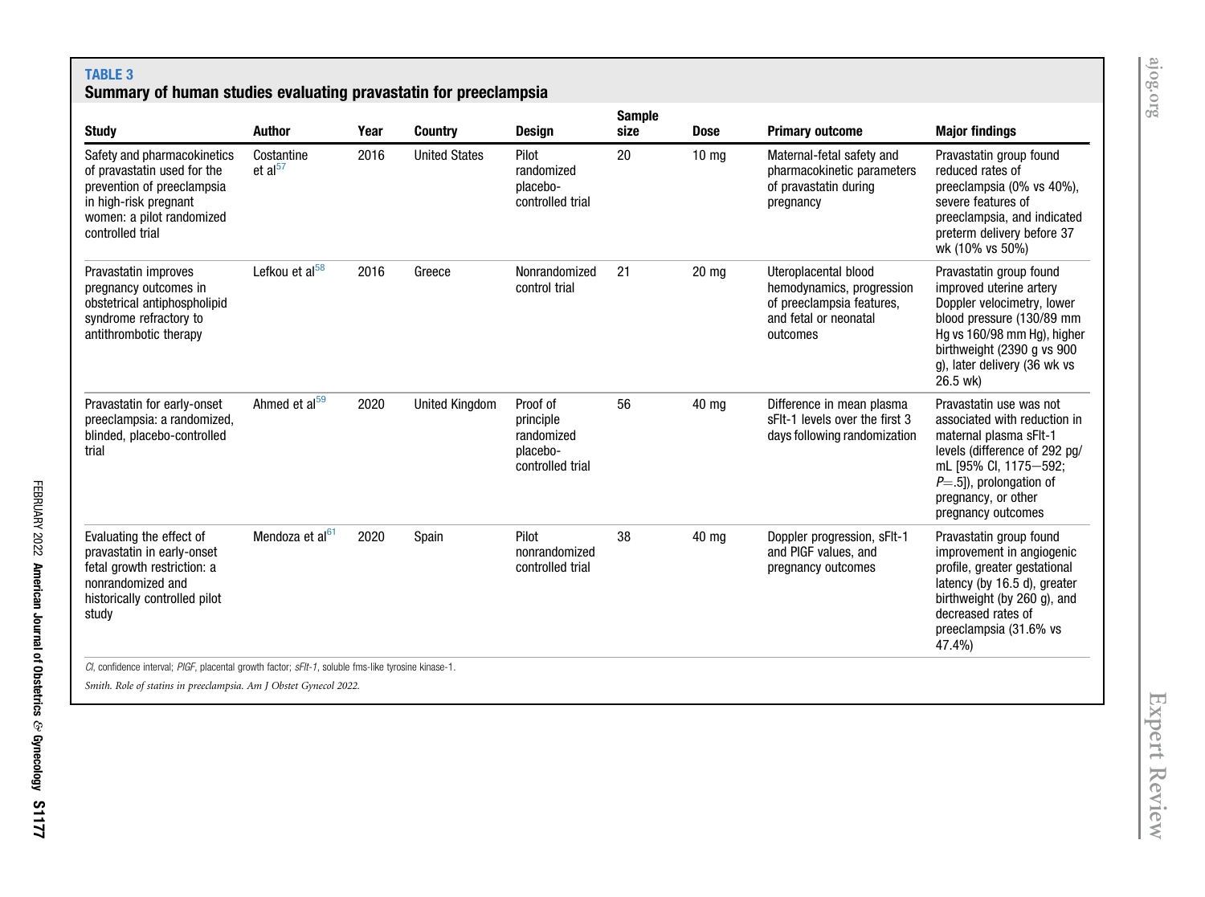**TABLE 3**
**Summary of human studies evaluating pravastatin for preeclampsia**

| Study | Author | Year | Country | Design | Sample size | Dose | Primary outcome | Major findings |
|---|---|---|---|---|---|---|---|---|
| Safety and pharmacokinetics of pravastatin used for the prevention of preeclampsia in high-risk pregnant women: a pilot randomized controlled trial | Costantine et al[57] | 2016 | United States | Pilot randomized placebo-controlled trial | 20 | 10 mg | Maternal-fetal safety and pharmacokinetic parameters of pravastatin during pregnancy | Pravastatin group found reduced rates of preeclampsia (0% vs 40%), severe features of preeclampsia, and indicated preterm delivery before 37 wk (10% vs 50%) |
| Pravastatin improves pregnancy outcomes in obstetrical antiphospholipid syndrome refractory to antithrombotic therapy | Lefkou et al[58] | 2016 | Greece | Nonrandomized control trial | 21 | 20 mg | Uteroplacental blood hemodynamics, progression of preeclampsia features, and fetal or neonatal outcomes | Pravastatin group found improved uterine artery Doppler velocimetry, lower blood pressure (130/89 mm Hg vs 160/98 mm Hg), higher birthweight (2390 g vs 900 g), later delivery (36 wk vs 26.5 wk) |
| Pravastatin for early-onset preeclampsia: a randomized, blinded, placebo-controlled trial | Ahmed et al[59] | 2020 | United Kingdom | Proof of principle randomized placebo-controlled trial | 56 | 40 mg | Difference in mean plasma sFlt-1 levels over the first 3 days following randomization | Pravastatin use was not associated with reduction in maternal plasma sFlt-1 levels (difference of 292 pg/mL [95% CI, 1175−592; $P$=.5]), prolongation of pregnancy, or other pregnancy outcomes |
| Evaluating the effect of pravastatin in early-onset fetal growth restriction: a nonrandomized and historically controlled pilot study | Mendoza et al[61] | 2020 | Spain | Pilot nonrandomized controlled trial | 38 | 40 mg | Doppler progression, sFlt-1 and PlGF values, and pregnancy outcomes | Pravastatin group found improvement in angiogenic profile, greater gestational latency (by 16.5 d), greater birthweight (by 260 g), and decreased rates of preeclampsia (31.6% vs 47.4%) |

*CI*, confidence interval; *PlGF*, placental growth factor; *sFlt-1*, soluble fms-like tyrosine kinase-1.

*Smith. Role of statins in preeclampsia. Am J Obstet Gynecol 2022.*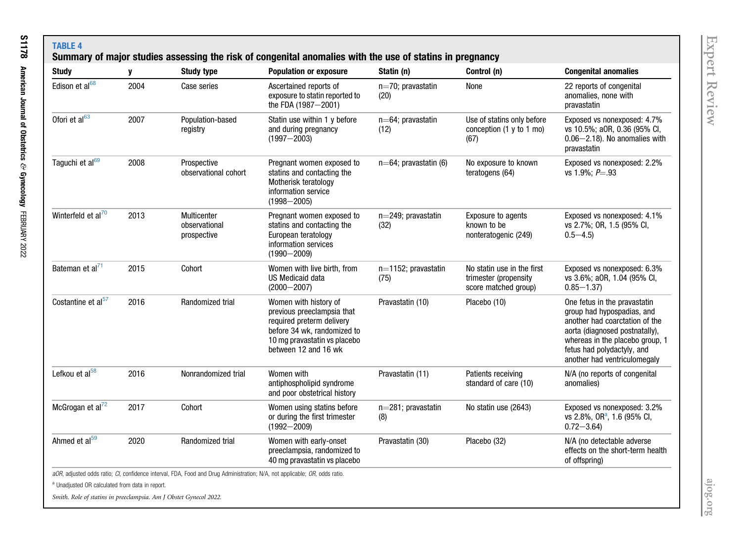**TABLE 4**

**Summary of major studies assessing the risk of congenital anomalies with the use of statins in pregnancy**

| Study | y | Study type | Population or exposure | Statin (n) | Control (n) | Congenital anomalies |
|---|---|---|---|---|---|---|
| Edison et al[68] | 2004 | Case series | Ascertained reports of exposure to statin reported to the FDA (1987–2001) | n=70; pravastatin (20) | None | 22 reports of congenital anomalies, none with pravastatin |
| Ofori et al[63] | 2007 | Population-based registry | Statin use within 1 y before and during pregnancy (1997–2003) | n=64; pravastatin (12) | Use of statins only before conception (1 y to 1 mo) (67) | Exposed vs nonexposed: 4.7% vs 10.5%; aOR, 0.36 (95% CI, 0.06–2.18). No anomalies with pravastatin |
| Taguchi et al[69] | 2008 | Prospective observational cohort | Pregnant women exposed to statins and contacting the Motherisk teratology information service (1998–2005) | n=64; pravastatin (6) | No exposure to known teratogens (64) | Exposed vs nonexposed: 2.2% vs 1.9%; $P$=.93 |
| Winterfeld et al[70] | 2013 | Multicenter observational prospective | Pregnant women exposed to statins and contacting the European teratology information services (1990–2009) | n=249; pravastatin (32) | Exposure to agents known to be nonteratogenic (249) | Exposed vs nonexposed: 4.1% vs 2.7%; OR, 1.5 (95% CI, 0.5–4.5) |
| Bateman et al[71] | 2015 | Cohort | Women with live birth, from US Medicaid data (2000–2007) | n=1152; pravastatin (75) | No statin use in the first trimester (propensity score matched group) | Exposed vs nonexposed: 6.3% vs 3.6%; aOR, 1.04 (95% CI, 0.85–1.37) |
| Costantine et al[57] | 2016 | Randomized trial | Women with history of previous preeclampsia that required preterm delivery before 34 wk, randomized to 10 mg pravastatin vs placebo between 12 and 16 wk | Pravastatin (10) | Placebo (10) | One fetus in the pravastatin group had hypospadias, and another had coarctation of the aorta (diagnosed postnatally), whereas in the placebo group, 1 fetus had polydactyly, and another had ventriculomegaly |
| Lefkou et al[58] | 2016 | Nonrandomized trial | Women with antiphospholipid syndrome and poor obstetrical history | Pravastatin (11) | Patients receiving standard of care (10) | N/A (no reports of congenital anomalies) |
| McGrogan et al[72] | 2017 | Cohort | Women using statins before or during the first trimester (1992–2009) | n=281; pravastatin (8) | No statin use (2643) | Exposed vs nonexposed: 3.2% vs 2.8%, OR[a], 1.6 (95% CI, 0.72–3.64) |
| Ahmed et al[59] | 2020 | Randomized trial | Women with early-onset preeclampsia, randomized to 40 mg pravastatin vs placebo | Pravastatin (30) | Placebo (32) | N/A (no detectable adverse effects on the short-term health of offspring) |

*aOR*, adjusted odds ratio; *CI*, confidence interval, FDA, Food and Drug Administration; N/A, not applicable; *OR*, odds ratio.

[a] Unadjusted OR calculated from data in report.

*Smith. Role of statins in preeclampsia. Am J Obstet Gynecol 2022.*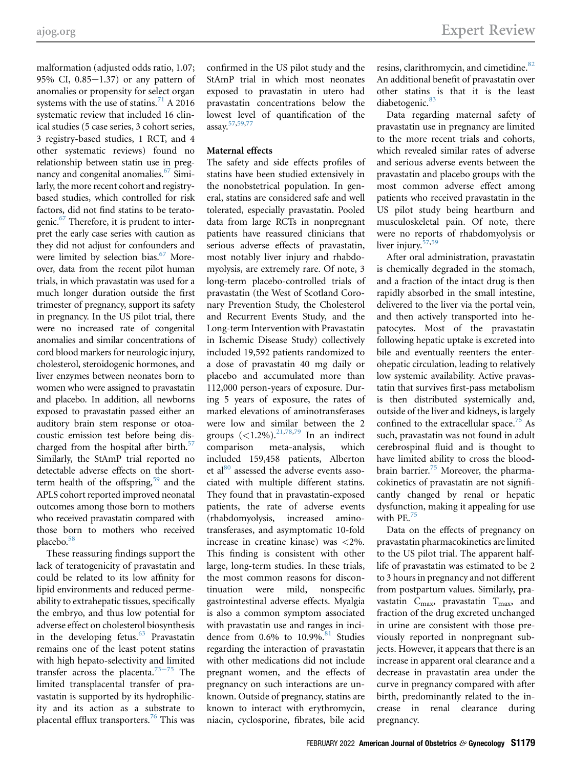malformation (adjusted odds ratio, 1.07; 95% CI, 0.85−1.37) or any pattern of anomalies or propensity for select organ systems with the use of statins.[71] A 2016 systematic review that included 16 clinical studies (5 case series, 3 cohort series, 3 registry-based studies, 1 RCT, and 4 other systematic reviews) found no relationship between statin use in pregnancy and congenital anomalies.[67] Similarly, the more recent cohort and registry-based studies, which controlled for risk factors, did not find statins to be teratogenic.[67] Therefore, it is prudent to interpret the early case series with caution as they did not adjust for confounders and were limited by selection bias.[67] Moreover, data from the recent pilot human trials, in which pravastatin was used for a much longer duration outside the first trimester of pregnancy, support its safety in pregnancy. In the US pilot trial, there were no increased rate of congenital anomalies and similar concentrations of cord blood markers for neurologic injury, cholesterol, steroidogenic hormones, and liver enzymes between neonates born to women who were assigned to pravastatin and placebo. In addition, all newborns exposed to pravastatin passed either an auditory brain stem response or otoacoustic emission test before being discharged from the hospital after birth.[57] Similarly, the StAmP trial reported no detectable adverse effects on the short-term health of the offspring,[59] and the APLS cohort reported improved neonatal outcomes among those born to mothers who received pravastatin compared with those born to mothers who received placebo.[58]

These reassuring findings support the lack of teratogenicity of pravastatin and could be related to its low affinity for lipid environments and reduced permeability to extrahepatic tissues, specifically the embryo, and thus low potential for adverse effect on cholesterol biosynthesis in the developing fetus.[63] Pravastatin remains one of the least potent statins with high hepato-selectivity and limited transfer across the placenta.[73−75] The limited transplacental transfer of pravastatin is supported by its hydrophilicity and its action as a substrate to placental efflux transporters.[76] This was confirmed in the US pilot study and the StAmP trial in which most neonates exposed to pravastatin in utero had pravastatin concentrations below the lowest level of quantification of the assay.[57,59,77]

### Maternal effects

The safety and side effects profiles of statins have been studied extensively in the nonobstetrical population. In general, statins are considered safe and well tolerated, especially pravastatin. Pooled data from large RCTs in nonpregnant patients have reassured clinicians that serious adverse effects of pravastatin, most notably liver injury and rhabdomyolysis, are extremely rare. Of note, 3 long-term placebo-controlled trials of pravastatin (the West of Scotland Coronary Prevention Study, the Cholesterol and Recurrent Events Study, and the Long-term Intervention with Pravastatin in Ischemic Disease Study) collectively included 19,592 patients randomized to a dose of pravastatin 40 mg daily or placebo and accumulated more than 112,000 person-years of exposure. During 5 years of exposure, the rates of marked elevations of aminotransferases were low and similar between the 2 groups (<1.2%).[21,78,79] In an indirect comparison meta-analysis, which included 159,458 patients, Alberton et al[80] assessed the adverse events associated with multiple different statins. They found that in pravastatin-exposed patients, the rate of adverse events (rhabdomyolysis, increased aminotransferases, and asymptomatic 10-fold increase in creatine kinase) was <2%. This finding is consistent with other large, long-term studies. In these trials, the most common reasons for discontinuation were mild, nonspecific gastrointestinal adverse effects. Myalgia is also a common symptom associated with pravastatin use and ranges in incidence from 0.6% to 10.9%.[81] Studies regarding the interaction of pravastatin with other medications did not include pregnant women, and the effects of pregnancy on such interactions are unknown. Outside of pregnancy, statins are known to interact with erythromycin, niacin, cyclosporine, fibrates, bile acid resins, clarithromycin, and cimetidine.[82] An additional benefit of pravastatin over other statins is that it is the least diabetogenic.[83]

Data regarding maternal safety of pravastatin use in pregnancy are limited to the more recent trials and cohorts, which revealed similar rates of adverse and serious adverse events between the pravastatin and placebo groups with the most common adverse effect among patients who received pravastatin in the US pilot study being heartburn and musculoskeletal pain. Of note, there were no reports of rhabdomyolysis or liver injury.[57,59]

After oral administration, pravastatin is chemically degraded in the stomach, and a fraction of the intact drug is then rapidly absorbed in the small intestine, delivered to the liver via the portal vein, and then actively transported into hepatocytes. Most of the pravastatin following hepatic uptake is excreted into bile and eventually reenters the enterohepatic circulation, leading to relatively low systemic availability. Active pravastatin that survives first-pass metabolism is then distributed systemically and, outside of the liver and kidneys, is largely confined to the extracellular space.[75] As such, pravastatin was not found in adult cerebrospinal fluid and is thought to have limited ability to cross the blood-brain barrier.[75] Moreover, the pharmacokinetics of pravastatin are not significantly changed by renal or hepatic dysfunction, making it appealing for use with PE.[75]

Data on the effects of pregnancy on pravastatin pharmacokinetics are limited to the US pilot trial. The apparent half-life of pravastatin was estimated to be 2 to 3 hours in pregnancy and not different from postpartum values. Similarly, pravastatin $C_{max}$, pravastatin $T_{max}$, and fraction of the drug excreted unchanged in urine are consistent with those previously reported in nonpregnant subjects. However, it appears that there is an increase in apparent oral clearance and a decrease in pravastatin area under the curve in pregnancy compared with after birth, predominantly related to the increase in renal clearance during pregnancy.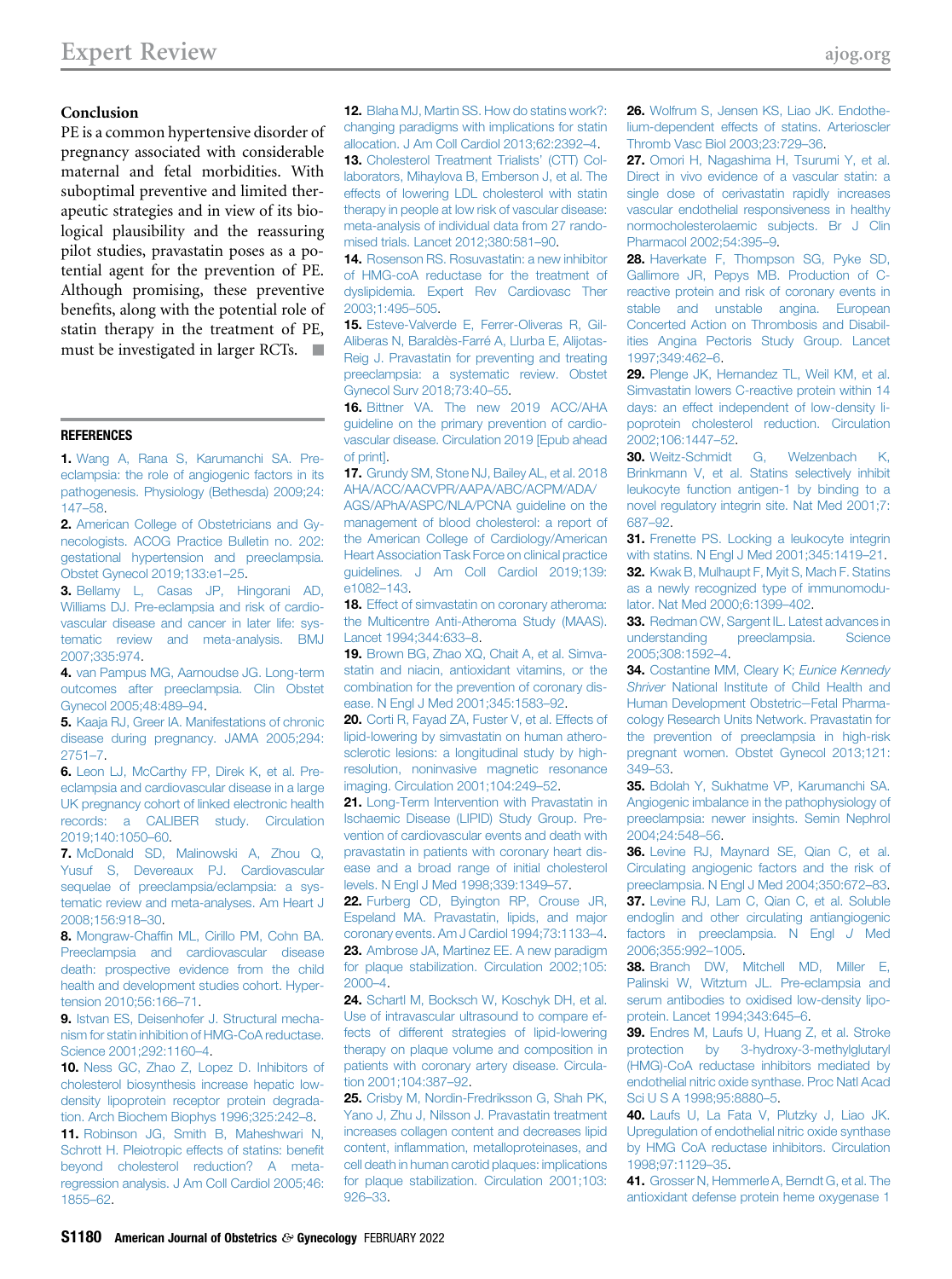## Conclusion

PE is a common hypertensive disorder of pregnancy associated with considerable maternal and fetal morbidities. With suboptimal preventive and limited therapeutic strategies and in view of its biological plausibility and the reassuring pilot studies, pravastatin poses as a potential agent for the prevention of PE. Although promising, these preventive benefits, along with the potential role of statin therapy in the treatment of PE, must be investigated in larger RCTs. ■

## REFERENCES

**1.** Wang A, Rana S, Karumanchi SA. Preeclampsia: the role of angiogenic factors in its pathogenesis. Physiology (Bethesda) 2009;24:147–58.

**2.** American College of Obstetricians and Gynecologists. ACOG Practice Bulletin no. 202: gestational hypertension and preeclampsia. Obstet Gynecol 2019;133:e1–25.

**3.** Bellamy L, Casas JP, Hingorani AD, Williams DJ. Pre-eclampsia and risk of cardiovascular disease and cancer in later life: systematic review and meta-analysis. BMJ 2007;335:974.

**4.** van Pampus MG, Aarnoudse JG. Long-term outcomes after preeclampsia. Clin Obstet Gynecol 2005;48:489–94.

**5.** Kaaja RJ, Greer IA. Manifestations of chronic disease during pregnancy. JAMA 2005;294:2751–7.

**6.** Leon LJ, McCarthy FP, Direk K, et al. Preeclampsia and cardiovascular disease in a large UK pregnancy cohort of linked electronic health records: a CALIBER study. Circulation 2019;140:1050–60.

**7.** McDonald SD, Malinowski A, Zhou Q, Yusuf S, Devereaux PJ. Cardiovascular sequelae of preeclampsia/eclampsia: a systematic review and meta-analyses. Am Heart J 2008;156:918–30.

**8.** Mongraw-Chaffin ML, Cirillo PM, Cohn BA. Preeclampsia and cardiovascular disease death: prospective evidence from the child health and development studies cohort. Hypertension 2010;56:166–71.

**9.** Istvan ES, Deisenhofer J. Structural mechanism for statin inhibition of HMG-CoA reductase. Science 2001;292:1160–4.

**10.** Ness GC, Zhao Z, Lopez D. Inhibitors of cholesterol biosynthesis increase hepatic low-density lipoprotein receptor protein degradation. Arch Biochem Biophys 1996;325:242–8.

**11.** Robinson JG, Smith B, Maheshwari N, Schrott H. Pleiotropic effects of statins: benefit beyond cholesterol reduction? A meta-regression analysis. J Am Coll Cardiol 2005;46:1855–62.

**12.** Blaha MJ, Martin SS. How do statins work?: changing paradigms with implications for statin allocation. J Am Coll Cardiol 2013;62:2392–4.

**13.** Cholesterol Treatment Trialists' (CTT) Collaborators, Mihaylova B, Emberson J, et al. The effects of lowering LDL cholesterol with statin therapy in people at low risk of vascular disease: meta-analysis of individual data from 27 randomised trials. Lancet 2012;380:581–90.

**14.** Rosenson RS. Rosuvastatin: a new inhibitor of HMG-coA reductase for the treatment of dyslipidemia. Expert Rev Cardiovasc Ther 2003;1:495–505.

**15.** Esteve-Valverde E, Ferrer-Oliveras R, Gil-Aliberas N, Baraldès-Farré A, Llurba E, Alijotas-Reig J. Pravastatin for preventing and treating preeclampsia: a systematic review. Obstet Gynecol Surv 2018;73:40–55.

**16.** Bittner VA. The new 2019 ACC/AHA guideline on the primary prevention of cardiovascular disease. Circulation 2019 [Epub ahead of print].

**17.** Grundy SM, Stone NJ, Bailey AL, et al. 2018 AHA/ACC/AACVPR/AAPA/ABC/ACPM/ADA/AGS/APhA/ASPC/NLA/PCNA guideline on the management of blood cholesterol: a report of the American College of Cardiology/American Heart Association Task Force on clinical practice guidelines. J Am Coll Cardiol 2019;139:e1082–143.

**18.** Effect of simvastatin on coronary atheroma: the Multicentre Anti-Atheroma Study (MAAS). Lancet 1994;344:633–8.

**19.** Brown BG, Zhao XQ, Chait A, et al. Simvastatin and niacin, antioxidant vitamins, or the combination for the prevention of coronary disease. N Engl J Med 2001;345:1583–92.

**20.** Corti R, Fayad ZA, Fuster V, et al. Effects of lipid-lowering by simvastatin on human atherosclerotic lesions: a longitudinal study by high-resolution, noninvasive magnetic resonance imaging. Circulation 2001;104:249–52.

**21.** Long-Term Intervention with Pravastatin in Ischaemic Disease (LIPID) Study Group. Prevention of cardiovascular events and death with pravastatin in patients with coronary heart disease and a broad range of initial cholesterol levels. N Engl J Med 1998;339:1349–57.

**22.** Furberg CD, Byington RP, Crouse JR, Espeland MA. Pravastatin, lipids, and major coronary events. Am J Cardiol 1994;73:1133–4.

**23.** Ambrose JA, Martinez EE. A new paradigm for plaque stabilization. Circulation 2002;105:2000–4.

**24.** Schartl M, Bocksch W, Koschyk DH, et al. Use of intravascular ultrasound to compare effects of different strategies of lipid-lowering therapy on plaque volume and composition in patients with coronary artery disease. Circulation 2001;104:387–92.

**25.** Crisby M, Nordin-Fredriksson G, Shah PK, Yano J, Zhu J, Nilsson J. Pravastatin treatment increases collagen content and decreases lipid content, inflammation, metalloproteinases, and cell death in human carotid plaques: implications for plaque stabilization. Circulation 2001;103:926–33.

**26.** Wolfrum S, Jensen KS, Liao JK. Endothelium-dependent effects of statins. Arterioscler Thromb Vasc Biol 2003;23:729–36.

**27.** Omori H, Nagashima H, Tsurumi Y, et al. Direct in vivo evidence of a vascular statin: a single dose of cerivastatin rapidly increases vascular endothelial responsiveness in healthy normocholesterolaemic subjects. Br J Clin Pharmacol 2002;54:395–9.

**28.** Haverkate F, Thompson SG, Pyke SD, Gallimore JR, Pepys MB. Production of C-reactive protein and risk of coronary events in stable and unstable angina. European Concerted Action on Thrombosis and Disabilities Angina Pectoris Study Group. Lancet 1997;349:462–6.

**29.** Plenge JK, Hernandez TL, Weil KM, et al. Simvastatin lowers C-reactive protein within 14 days: an effect independent of low-density lipoprotein cholesterol reduction. Circulation 2002;106:1447–52.

**30.** Weitz-Schmidt G, Welzenbach K, Brinkmann V, et al. Statins selectively inhibit leukocyte function antigen-1 by binding to a novel regulatory integrin site. Nat Med 2001;7:687–92.

**31.** Frenette PS. Locking a leukocyte integrin with statins. N Engl J Med 2001;345:1419–21.

**32.** Kwak B, Mulhaupt F, Myit S, Mach F. Statins as a newly recognized type of immunomodulator. Nat Med 2000;6:1399–402.

**33.** Redman CW, Sargent IL. Latest advances in understanding preeclampsia. Science 2005;308:1592–4.

**34.** Costantine MM, Cleary K; *Eunice Kennedy Shriver* National Institute of Child Health and Human Development Obstetric–Fetal Pharmacology Research Units Network. Pravastatin for the prevention of preeclampsia in high-risk pregnant women. Obstet Gynecol 2013;121:349–53.

**35.** Bdolah Y, Sukhatme VP, Karumanchi SA. Angiogenic imbalance in the pathophysiology of preeclampsia: newer insights. Semin Nephrol 2004;24:548–56.

**36.** Levine RJ, Maynard SE, Qian C, et al. Circulating angiogenic factors and the risk of preeclampsia. N Engl J Med 2004;350:672–83.

**37.** Levine RJ, Lam C, Qian C, et al. Soluble endoglin and other circulating antiangiogenic factors in preeclampsia. N Engl J Med 2006;355:992–1005.

**38.** Branch DW, Mitchell MD, Miller E, Palinski W, Witztum JL. Pre-eclampsia and serum antibodies to oxidised low-density lipoprotein. Lancet 1994;343:645–6.

**39.** Endres M, Laufs U, Huang Z, et al. Stroke protection by 3-hydroxy-3-methylglutaryl (HMG)-CoA reductase inhibitors mediated by endothelial nitric oxide synthase. Proc Natl Acad Sci U S A 1998;95:8880–5.

**40.** Laufs U, La Fata V, Plutzky J, Liao JK. Upregulation of endothelial nitric oxide synthase by HMG CoA reductase inhibitors. Circulation 1998;97:1129–35.

**41.** Grosser N, Hemmerle A, Berndt G, et al. The antioxidant defense protein heme oxygenase 1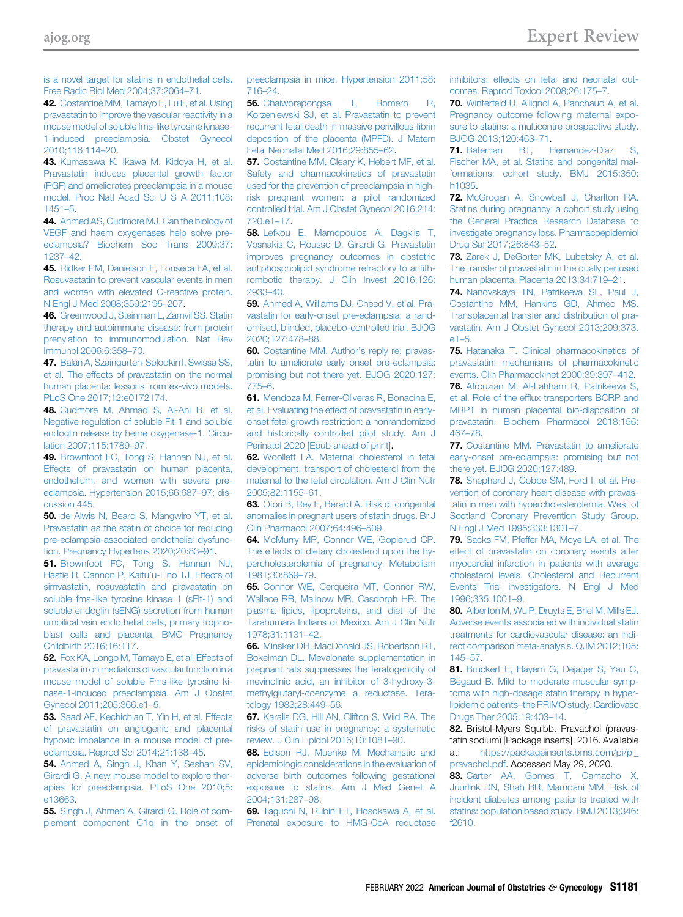is a novel target for statins in endothelial cells. Free Radic Biol Med 2004;37:2064–71.

**42.** Costantine MM, Tamayo E, Lu F, et al. Using pravastatin to improve the vascular reactivity in a mouse model of soluble fms-like tyrosine kinase-1-induced preeclampsia. Obstet Gynecol 2010;116:114–20.

**43.** Kumasawa K, Ikawa M, Kidoya H, et al. Pravastatin induces placental growth factor (PGF) and ameliorates preeclampsia in a mouse model. Proc Natl Acad Sci U S A 2011;108:1451–5.

**44.** Ahmed AS, Cudmore MJ. Can the biology of VEGF and haem oxygenases help solve pre-eclampsia? Biochem Soc Trans 2009;37:1237–42.

**45.** Ridker PM, Danielson E, Fonseca FA, et al. Rosuvastatin to prevent vascular events in men and women with elevated C-reactive protein. N Engl J Med 2008;359:2195–207.

**46.** Greenwood J, Steinman L, Zamvil SS. Statin therapy and autoimmune disease: from protein prenylation to immunomodulation. Nat Rev Immunol 2006;6:358–70.

**47.** Balan A, Szaingurten-Solodkin I, Swissa SS, et al. The effects of pravastatin on the normal human placenta: lessons from ex-vivo models. PLoS One 2017;12:e0172174.

**48.** Cudmore M, Ahmad S, Al-Ani B, et al. Negative regulation of soluble Flt-1 and soluble endoglin release by heme oxygenase-1. Circulation 2007;115:1789–97.

**49.** Brownfoot FC, Tong S, Hannan NJ, et al. Effects of pravastatin on human placenta, endothelium, and women with severe preeclampsia. Hypertension 2015;66:687–97; discussion 445.

**50.** de Alwis N, Beard S, Mangwiro YT, et al. Pravastatin as the statin of choice for reducing pre-eclampsia-associated endothelial dysfunction. Pregnancy Hypertens 2020;20:83–91.

**51.** Brownfoot FC, Tong S, Hannan NJ, Hastie R, Cannon P, Kaitu'u-Lino TJ. Effects of simvastatin, rosuvastatin and pravastatin on soluble fms-like tyrosine kinase 1 (sFlt-1) and soluble endoglin (sENG) secretion from human umbilical vein endothelial cells, primary trophoblast cells and placenta. BMC Pregnancy Childbirth 2016;16:117.

**52.** Fox KA, Longo M, Tamayo E, et al. Effects of pravastatin on mediators of vascular function in a mouse model of soluble Fms-like tyrosine kinase-1-induced preeclampsia. Am J Obstet Gynecol 2011;205:366.e1–5.

**53.** Saad AF, Kechichian T, Yin H, et al. Effects of pravastatin on angiogenic and placental hypoxic imbalance in a mouse model of preeclampsia. Reprod Sci 2014;21:138–45.

**54.** Ahmed A, Singh J, Khan Y, Seshan SV, Girardi G. A new mouse model to explore therapies for preeclampsia. PLoS One 2010;5:e13663.

**55.** Singh J, Ahmed A, Girardi G. Role of complement component C1q in the onset of preeclampsia in mice. Hypertension 2011;58:716–24.

**56.** Chaiworapongsa T, Romero R, Korzeniewski SJ, et al. Pravastatin to prevent recurrent fetal death in massive perivillous fibrin deposition of the placenta (MPFD). J Matern Fetal Neonatal Med 2016;29:855–62.

**57.** Costantine MM, Cleary K, Hebert MF, et al. Safety and pharmacokinetics of pravastatin used for the prevention of preeclampsia in high-risk pregnant women: a pilot randomized controlled trial. Am J Obstet Gynecol 2016;214:720.e1–17.

**58.** Lefkou E, Mamopoulos A, Dagklis T, Vosnakis C, Rousso D, Girardi G. Pravastatin improves pregnancy outcomes in obstetric antiphospholipid syndrome refractory to antithrombotic therapy. J Clin Invest 2016;126:2933–40.

**59.** Ahmed A, Williams DJ, Cheed V, et al. Pravastatin for early-onset pre-eclampsia: a randomised, blinded, placebo-controlled trial. BJOG 2020;127:478–88.

**60.** Costantine MM. Author's reply re: pravastatin to ameliorate early onset pre-eclampsia: promising but not there yet. BJOG 2020;127:775–6.

**61.** Mendoza M, Ferrer-Oliveras R, Bonacina E, et al. Evaluating the effect of pravastatin in early-onset fetal growth restriction: a nonrandomized and historically controlled pilot study. Am J Perinatol 2020 [Epub ahead of print].

**62.** Woollett LA. Maternal cholesterol in fetal development: transport of cholesterol from the maternal to the fetal circulation. Am J Clin Nutr 2005;82:1155–61.

**63.** Ofori B, Rey E, Bérard A. Risk of congenital anomalies in pregnant users of statin drugs. Br J Clin Pharmacol 2007;64:496–509.

**64.** McMurry MP, Connor WE, Goplerud CP. The effects of dietary cholesterol upon the hypercholesterolemia of pregnancy. Metabolism 1981;30:869–79.

**65.** Connor WE, Cerqueira MT, Connor RW, Wallace RB, Malinow MR, Casdorph HR. The plasma lipids, lipoproteins, and diet of the Tarahumara Indians of Mexico. Am J Clin Nutr 1978;31:1131–42.

**66.** Minsker DH, MacDonald JS, Robertson RT, Bokelman DL. Mevalonate supplementation in pregnant rats suppresses the teratogenicity of mevinolinic acid, an inhibitor of 3-hydroxy-3-methylglutaryl-coenzyme a reductase. Teratology 1983;28:449–56.

**67.** Karalis DG, Hill AN, Clifton S, Wild RA. The risks of statin use in pregnancy: a systematic review. J Clin Lipidol 2016;10:1081–90.

**68.** Edison RJ, Muenke M. Mechanistic and epidemiologic considerations in the evaluation of adverse birth outcomes following gestational exposure to statins. Am J Med Genet A 2004;131:287–98.

**69.** Taguchi N, Rubin ET, Hosokawa A, et al. Prenatal exposure to HMG-CoA reductase inhibitors: effects on fetal and neonatal outcomes. Reprod Toxicol 2008;26:175–7.

**70.** Winterfeld U, Allignol A, Panchaud A, et al. Pregnancy outcome following maternal exposure to statins: a multicentre prospective study. BJOG 2013;120:463–71.

**71.** Bateman BT, Hernandez-Diaz S, Fischer MA, et al. Statins and congenital malformations: cohort study. BMJ 2015;350:h1035.

**72.** McGrogan A, Snowball J, Charlton RA. Statins during pregnancy: a cohort study using the General Practice Research Database to investigate pregnancy loss. Pharmacoepidemiol Drug Saf 2017;26:843–52.

**73.** Zarek J, DeGorter MK, Lubetsky A, et al. The transfer of pravastatin in the dually perfused human placenta. Placenta 2013;34:719–21.

**74.** Nanovskaya TN, Patrikeeva SL, Paul J, Costantine MM, Hankins GD, Ahmed MS. Transplacental transfer and distribution of pravastatin. Am J Obstet Gynecol 2013;209:373.e1–5.

**75.** Hatanaka T. Clinical pharmacokinetics of pravastatin: mechanisms of pharmacokinetic events. Clin Pharmacokinet 2000;39:397–412.

**76.** Afrouzian M, Al-Lahham R, Patrikeeva S, et al. Role of the efflux transporters BCRP and MRP1 in human placental bio-disposition of pravastatin. Biochem Pharmacol 2018;156:467–78.

**77.** Costantine MM. Pravastatin to ameliorate early-onset pre-eclampsia: promising but not there yet. BJOG 2020;127:489.

**78.** Shepherd J, Cobbe SM, Ford I, et al. Prevention of coronary heart disease with pravastatin in men with hypercholesterolemia. West of Scotland Coronary Prevention Study Group. N Engl J Med 1995;333:1301–7.

**79.** Sacks FM, Pfeffer MA, Moye LA, et al. The effect of pravastatin on coronary events after myocardial infarction in patients with average cholesterol levels. Cholesterol and Recurrent Events Trial investigators. N Engl J Med 1996;335:1001–9.

**80.** Alberton M, Wu P, Druyts E, Briel M, Mills EJ. Adverse events associated with individual statin treatments for cardiovascular disease: an indirect comparison meta-analysis. QJM 2012;105:145–57.

**81.** Bruckert E, Hayem G, Dejager S, Yau C, Bégaud B. Mild to moderate muscular symptoms with high-dosage statin therapy in hyperlipidemic patients–the PRIMO study. Cardiovasc Drugs Ther 2005;19:403–14.

**82.** Bristol-Myers Squibb. Pravachol (pravastatin sodium) [Package inserts]. 2016. Available at: https://packageinserts.bms.com/pi/pi_pravachol.pdf. Accessed May 29, 2020.

**83.** Carter AA, Gomes T, Camacho X, Juurlink DN, Shah BR, Mamdani MM. Risk of incident diabetes among patients treated with statins: population based study. BMJ 2013;346:f2610.